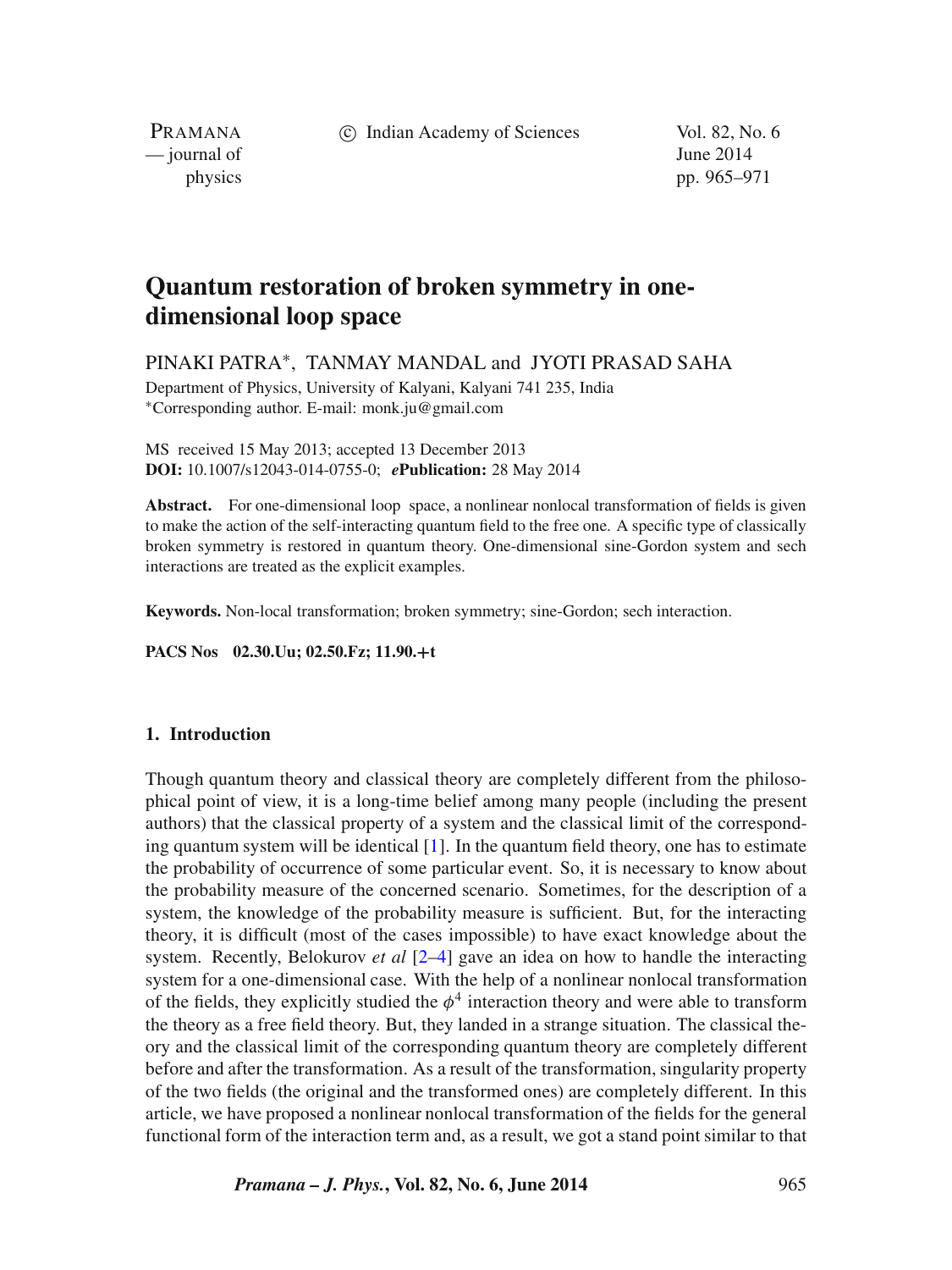# Quantum restoration of broken symmetry in one-dimensional loop space

PINAKI PATRA*, TANMAY MANDAL and JYOTI PRASAD SAHA

Department of Physics, University of Kalyani, Kalyani 741 235, India
*Corresponding author. E-mail: monk.ju@gmail.com

MS received 15 May 2013; accepted 13 December 2013
**DOI:** 10.1007/s12043-014-0755-0; ***e*Publication:** 28 May 2014

**Abstract.** For one-dimensional loop space, a nonlinear nonlocal transformation of fields is given to make the action of the self-interacting quantum field to the free one. A specific type of classically broken symmetry is restored in quantum theory. One-dimensional sine-Gordon system and sech interactions are treated as the explicit examples.

**Keywords.** Non-local transformation; broken symmetry; sine-Gordon; sech interaction.

**PACS Nos 02.30.Uu; 02.50.Fz; 11.90.+t**

## 1. Introduction

Though quantum theory and classical theory are completely different from the philosophical point of view, it is a long-time belief among many people (including the present authors) that the classical property of a system and the classical limit of the corresponding quantum system will be identical [1]. In the quantum field theory, one has to estimate the probability of occurrence of some particular event. So, it is necessary to know about the probability measure of the concerned scenario. Sometimes, for the description of a system, the knowledge of the probability measure is sufficient. But, for the interacting theory, it is difficult (most of the cases impossible) to have exact knowledge about the system. Recently, Belokurov *et al* [2–4] gave an idea on how to handle the interacting system for a one-dimensional case. With the help of a nonlinear nonlocal transformation of the fields, they explicitly studied the $\phi^4$ interaction theory and were able to transform the theory as a free field theory. But, they landed in a strange situation. The classical theory and the classical limit of the corresponding quantum theory are completely different before and after the transformation. As a result of the transformation, singularity property of the two fields (the original and the transformed ones) are completely different. In this article, we have proposed a nonlinear nonlocal transformation of the fields for the general functional form of the interaction term and, as a result, we got a stand point similar to that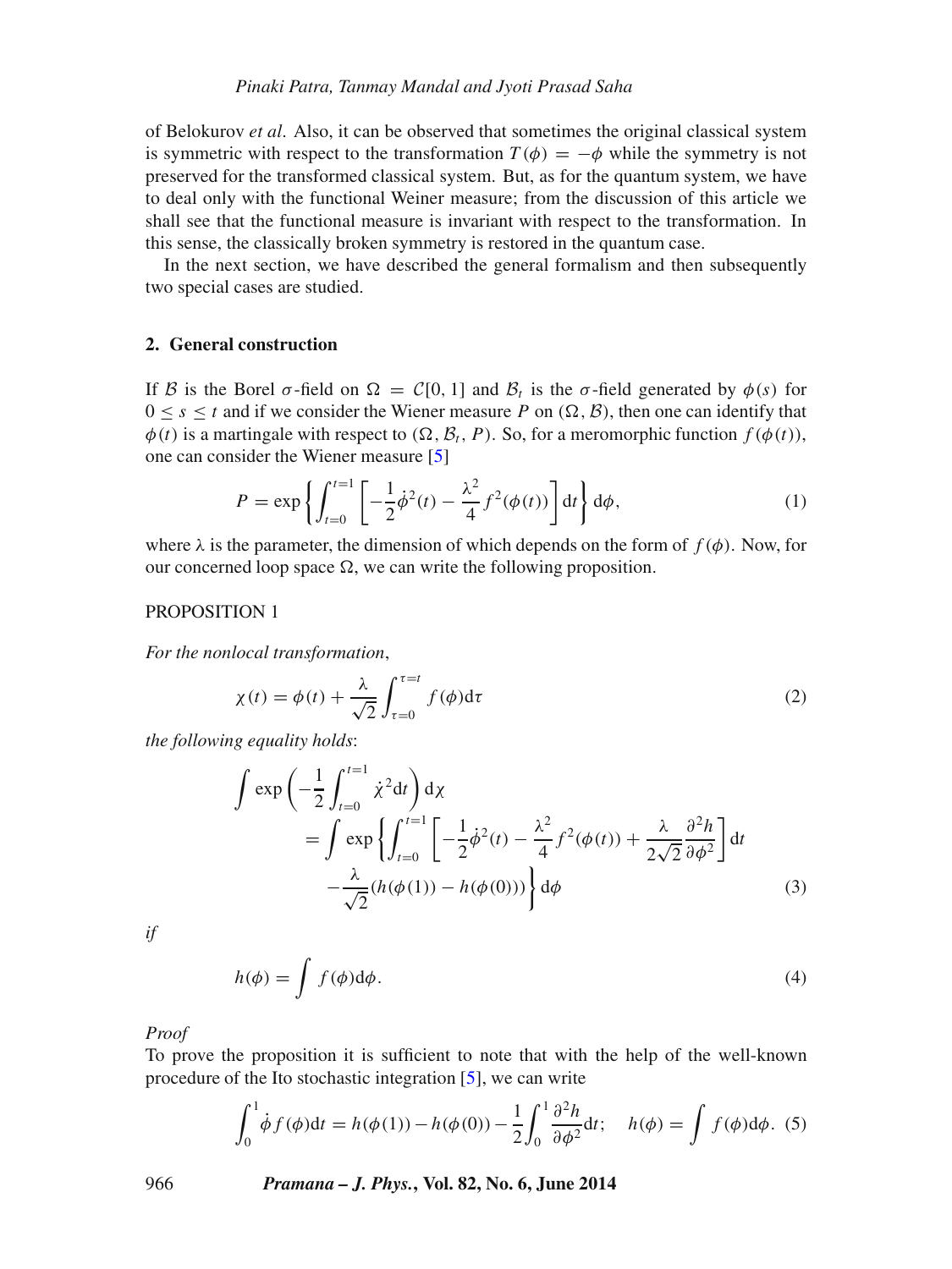of Belokurov *et al*. Also, it can be observed that sometimes the original classical system is symmetric with respect to the transformation $T(\phi) = -\phi$ while the symmetry is not preserved for the transformed classical system. But, as for the quantum system, we have to deal only with the functional Weiner measure; from the discussion of this article we shall see that the functional measure is invariant with respect to the transformation. In this sense, the classically broken symmetry is restored in the quantum case.

In the next section, we have described the general formalism and then subsequently two special cases are studied.

## 2. General construction

If $\mathcal{B}$ is the Borel $\sigma$-field on $\Omega = \mathcal{C}[0, 1]$ and $\mathcal{B}_t$ is the $\sigma$-field generated by $\phi(s)$ for $0 \leq s \leq t$ and if we consider the Wiener measure $P$ on $(\Omega, \mathcal{B})$, then one can identify that $\phi(t)$ is a martingale with respect to $(\Omega, \mathcal{B}_t, P)$. So, for a meromorphic function $f(\phi(t))$, one can consider the Wiener measure [5]

$$P = \exp\left\{\int_{t=0}^{t=1}\left[-\frac{1}{2}\dot{\phi}^2(t) - \frac{\lambda^2}{4}f^2(\phi(t))\right]\mathrm{d}t\right\}\mathrm{d}\phi, \tag{1}$$

where $\lambda$ is the parameter, the dimension of which depends on the form of $f(\phi)$. Now, for our concerned loop space $\Omega$, we can write the following proposition.

PROPOSITION 1

*For the nonlocal transformation*,

$$\chi(t) = \phi(t) + \frac{\lambda}{\sqrt{2}}\int_{\tau=0}^{\tau=t} f(\phi)\mathrm{d}\tau \tag{2}$$

*the following equality holds*:

$$\begin{aligned}\int \exp\left(-\frac{1}{2}\int_{t=0}^{t=1}\dot{\chi}^2\mathrm{d}t\right)\mathrm{d}\chi \\ = \int \exp\left\{\int_{t=0}^{t=1}\left[-\frac{1}{2}\dot{\phi}^2(t) - \frac{\lambda^2}{4}f^2(\phi(t)) + \frac{\lambda}{2\sqrt{2}}\frac{\partial^2 h}{\partial\phi^2}\right]\mathrm{d}t \right. \\ \left. -\frac{\lambda}{\sqrt{2}}(h(\phi(1)) - h(\phi(0)))\right\}\mathrm{d}\phi\end{aligned} \tag{3}$$

*if*

$$h(\phi) = \int f(\phi)\mathrm{d}\phi. \tag{4}$$

*Proof*

To prove the proposition it is sufficient to note that with the help of the well-known procedure of the Ito stochastic integration [5], we can write

$$\int_0^1 \dot{\phi} f(\phi)\mathrm{d}t = h(\phi(1)) - h(\phi(0)) - \frac{1}{2}\int_0^1 \frac{\partial^2 h}{\partial\phi^2}\mathrm{d}t; \quad h(\phi) = \int f(\phi)\mathrm{d}\phi. \tag{5}$$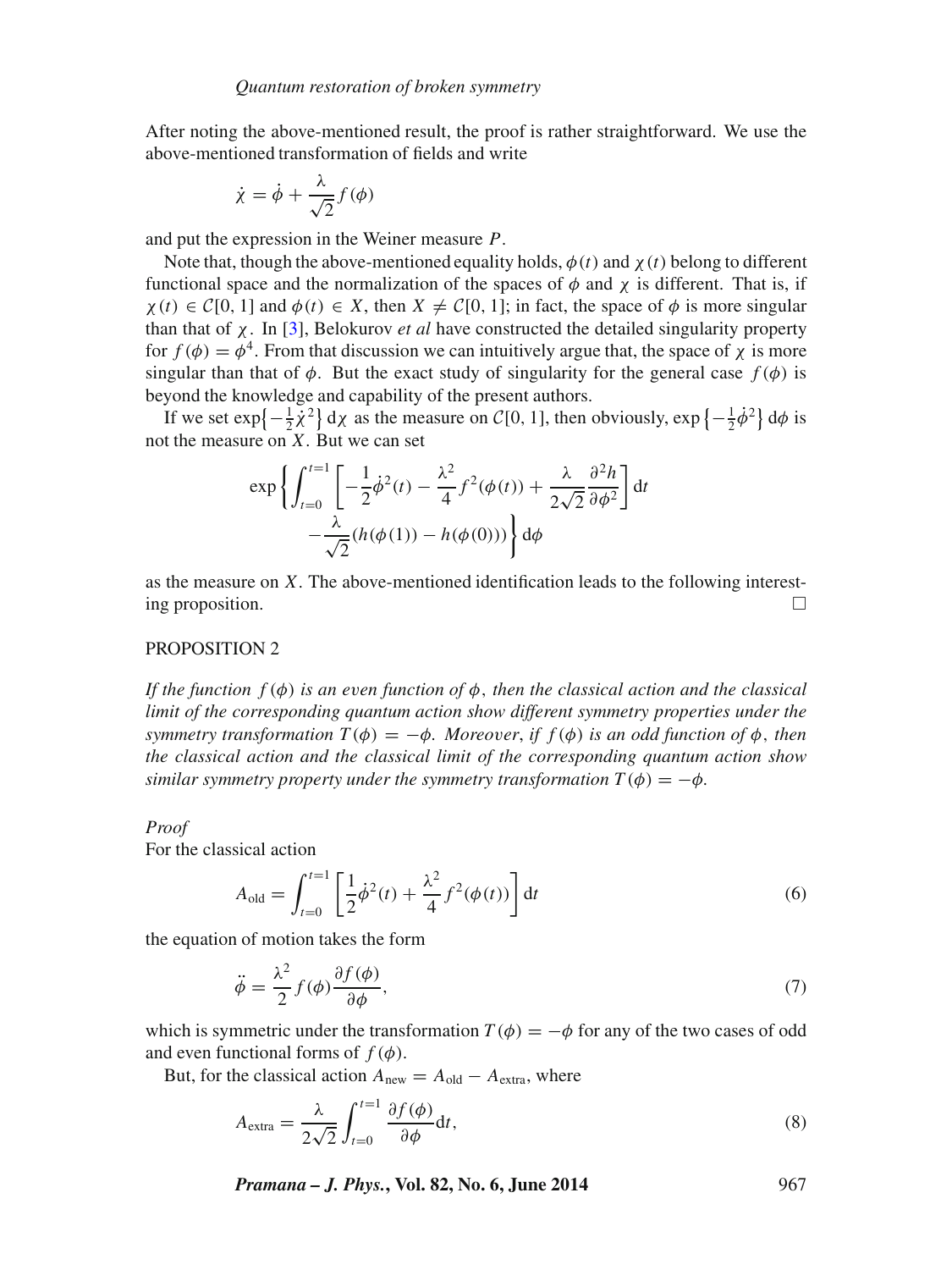After noting the above-mentioned result, the proof is rather straightforward. We use the above-mentioned transformation of fields and write

$$\dot{\chi} = \dot{\phi} + \frac{\lambda}{\sqrt{2}} f(\phi)$$

and put the expression in the Weiner measure $P$.

Note that, though the above-mentioned equality holds, $\phi(t)$ and $\chi(t)$ belong to different functional space and the normalization of the spaces of $\phi$ and $\chi$ is different. That is, if $\chi(t) \in \mathcal{C}[0, 1]$ and $\phi(t) \in X$, then $X \neq \mathcal{C}[0, 1]$; in fact, the space of $\phi$ is more singular than that of $\chi$. In [3], Belokurov *et al* have constructed the detailed singularity property for $f(\phi) = \phi^4$. From that discussion we can intuitively argue that, the space of $\chi$ is more singular than that of $\phi$. But the exact study of singularity for the general case $f(\phi)$ is beyond the knowledge and capability of the present authors.

If we set $\exp\left\{-\frac{1}{2}\dot{\chi}^2\right\} \mathrm{d}\chi$ as the measure on $\mathcal{C}[0, 1]$, then obviously, $\exp\left\{-\frac{1}{2}\dot{\phi}^2\right\} \mathrm{d}\phi$ is not the measure on $X$. But we can set

$$\exp\left\{ \int_{t=0}^{t=1} \left[ -\frac{1}{2}\dot{\phi}^2(t) - \frac{\lambda^2}{4} f^2(\phi(t)) + \frac{\lambda}{2\sqrt{2}} \frac{\partial^2 h}{\partial \phi^2} \right] \mathrm{d}t - \frac{\lambda}{\sqrt{2}} (h(\phi(1)) - h(\phi(0))) \right\} \mathrm{d}\phi$$

as the measure on $X$. The above-mentioned identification leads to the following interesting proposition. □

PROPOSITION 2

*If the function $f(\phi)$ is an even function of $\phi$, then the classical action and the classical limit of the corresponding quantum action show different symmetry properties under the symmetry transformation $T(\phi) = -\phi$. Moreover, if $f(\phi)$ is an odd function of $\phi$, then the classical action and the classical limit of the corresponding quantum action show similar symmetry property under the symmetry transformation $T(\phi) = -\phi$.*

*Proof*

For the classical action

$$A_{\text{old}} = \int_{t=0}^{t=1} \left[ \frac{1}{2}\dot{\phi}^2(t) + \frac{\lambda^2}{4} f^2(\phi(t)) \right] \mathrm{d}t \tag{6}$$

the equation of motion takes the form

$$\ddot{\phi} = \frac{\lambda^2}{2} f(\phi) \frac{\partial f(\phi)}{\partial \phi}, \tag{7}$$

which is symmetric under the transformation $T(\phi) = -\phi$ for any of the two cases of odd and even functional forms of $f(\phi)$.

But, for the classical action $A_{\text{new}} = A_{\text{old}} - A_{\text{extra}}$, where

$$A_{\text{extra}} = \frac{\lambda}{2\sqrt{2}} \int_{t=0}^{t=1} \frac{\partial f(\phi)}{\partial \phi} \mathrm{d}t, \tag{8}$$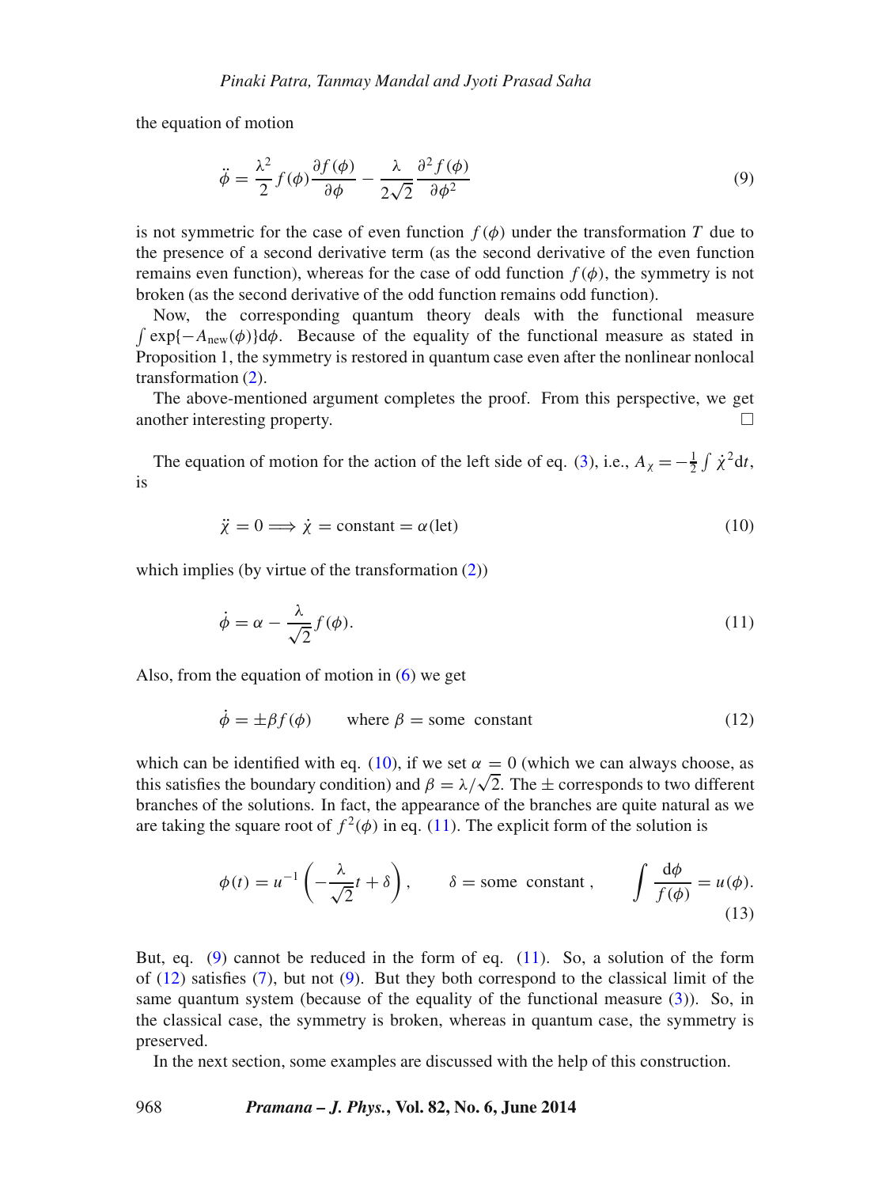the equation of motion

$$\ddot{\phi} = \frac{\lambda^2}{2} f(\phi) \frac{\partial f(\phi)}{\partial \phi} - \frac{\lambda}{2\sqrt{2}} \frac{\partial^2 f(\phi)}{\partial \phi^2} \tag{9}$$

is not symmetric for the case of even function $f(\phi)$ under the transformation $T$ due to the presence of a second derivative term (as the second derivative of the even function remains even function), whereas for the case of odd function $f(\phi)$, the symmetry is not broken (as the second derivative of the odd function remains odd function).

Now, the corresponding quantum theory deals with the functional measure $\int \exp\{-A_{\text{new}}(\phi)\} \mathrm{d}\phi$. Because of the equality of the functional measure as stated in Proposition 1, the symmetry is restored in quantum case even after the nonlinear nonlocal transformation (2).

The above-mentioned argument completes the proof. From this perspective, we get another interesting property. □

The equation of motion for the action of the left side of eq. (3), i.e., $A_\chi = -\frac{1}{2} \int \dot{\chi}^2 \mathrm{d}t$, is

$$\ddot{\chi} = 0 \Longrightarrow \dot{\chi} = \text{constant} = \alpha\,(\text{let}) \tag{10}$$

which implies (by virtue of the transformation (2))

$$\dot{\phi} = \alpha - \frac{\lambda}{\sqrt{2}} f(\phi). \tag{11}$$

Also, from the equation of motion in (6) we get

$$\dot{\phi} = \pm \beta f(\phi) \qquad \text{where } \beta = \text{some constant} \tag{12}$$

which can be identified with eq. (10), if we set $\alpha = 0$ (which we can always choose, as this satisfies the boundary condition) and $\beta = \lambda/\sqrt{2}$. The $\pm$ corresponds to two different branches of the solutions. In fact, the appearance of the branches are quite natural as we are taking the square root of $f^2(\phi)$ in eq. (11). The explicit form of the solution is

$$\phi(t) = u^{-1}\left(-\frac{\lambda}{\sqrt{2}} t + \delta\right), \qquad \delta = \text{some constant}, \qquad \int \frac{\mathrm{d}\phi}{f(\phi)} = u(\phi). \tag{13}$$

But, eq. (9) cannot be reduced in the form of eq. (11). So, a solution of the form of (12) satisfies (7), but not (9). But they both correspond to the classical limit of the same quantum system (because of the equality of the functional measure (3)). So, in the classical case, the symmetry is broken, whereas in quantum case, the symmetry is preserved.

In the next section, some examples are discussed with the help of this construction.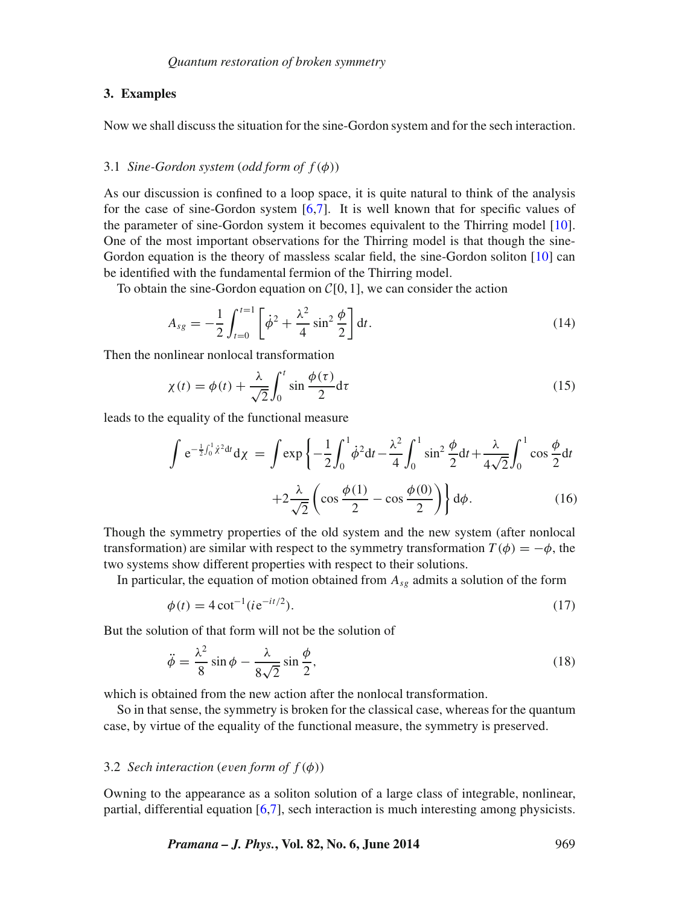## 3. Examples

Now we shall discuss the situation for the sine-Gordon system and for the sech interaction.

### 3.1 *Sine-Gordon system* (*odd form of* $f(\phi)$)

As our discussion is confined to a loop space, it is quite natural to think of the analysis for the case of sine-Gordon system [6,7]. It is well known that for specific values of the parameter of sine-Gordon system it becomes equivalent to the Thirring model [10]. One of the most important observations for the Thirring model is that though the sine-Gordon equation is the theory of massless scalar field, the sine-Gordon soliton [10] can be identified with the fundamental fermion of the Thirring model.

To obtain the sine-Gordon equation on $\mathcal{C}[0,1]$, we can consider the action

$$A_{sg} = -\frac{1}{2}\int_{t=0}^{t=1}\left[\dot{\phi}^2 + \frac{\lambda^2}{4}\sin^2\frac{\phi}{2}\right]\mathrm{d}t. \tag{14}$$

Then the nonlinear nonlocal transformation

$$\chi(t) = \phi(t) + \frac{\lambda}{\sqrt{2}}\int_0^t \sin\frac{\phi(\tau)}{2}\mathrm{d}\tau \tag{15}$$

leads to the equality of the functional measure

$$\int \mathrm{e}^{-\frac{1}{2}\int_0^1 \dot{\chi}^2 \mathrm{d}t}\mathrm{d}\chi = \int \exp\left\{-\frac{1}{2}\int_0^1 \dot{\phi}^2\mathrm{d}t - \frac{\lambda^2}{4}\int_0^1 \sin^2\frac{\phi}{2}\mathrm{d}t + \frac{\lambda}{4\sqrt{2}}\int_0^1 \cos\frac{\phi}{2}\mathrm{d}t \right.$$

$$\left. + 2\frac{\lambda}{\sqrt{2}}\left(\cos\frac{\phi(1)}{2} - \cos\frac{\phi(0)}{2}\right)\right\}\mathrm{d}\phi. \tag{16}$$

Though the symmetry properties of the old system and the new system (after nonlocal transformation) are similar with respect to the symmetry transformation $T(\phi) = -\phi$, the two systems show different properties with respect to their solutions.

In particular, the equation of motion obtained from $A_{sg}$ admits a solution of the form

$$\phi(t) = 4\cot^{-1}(i\mathrm{e}^{-it/2}). \tag{17}$$

But the solution of that form will not be the solution of

$$\ddot{\phi} = \frac{\lambda^2}{8}\sin\phi - \frac{\lambda}{8\sqrt{2}}\sin\frac{\phi}{2}, \tag{18}$$

which is obtained from the new action after the nonlocal transformation.

So in that sense, the symmetry is broken for the classical case, whereas for the quantum case, by virtue of the equality of the functional measure, the symmetry is preserved.

### 3.2 *Sech interaction* (*even form of* $f(\phi)$)

Owning to the appearance as a soliton solution of a large class of integrable, nonlinear, partial, differential equation [6,7], sech interaction is much interesting among physicists.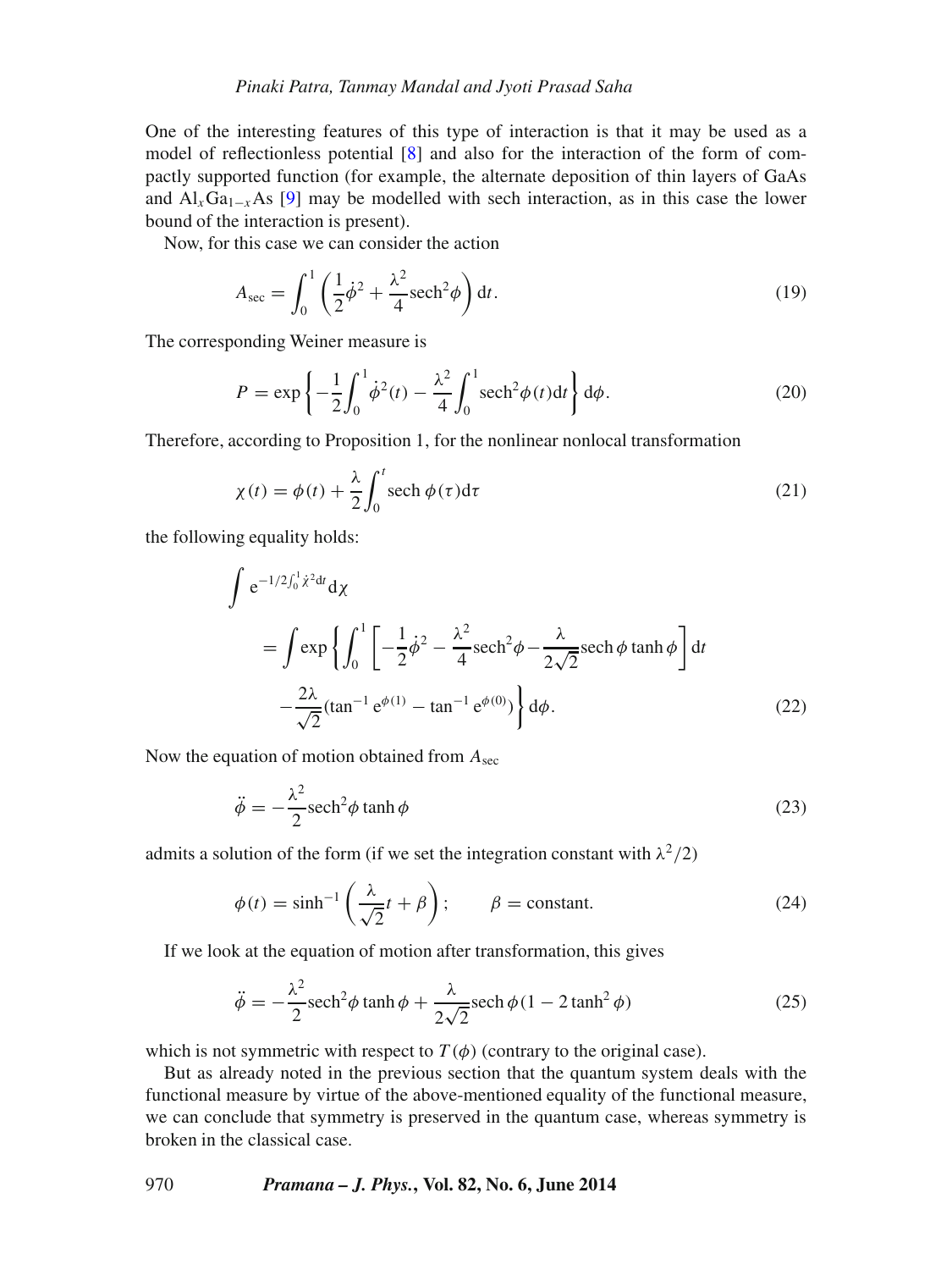One of the interesting features of this type of interaction is that it may be used as a model of reflectionless potential [8] and also for the interaction of the form of compactly supported function (for example, the alternate deposition of thin layers of GaAs and $Al_xGa_{1-x}As$ [9] may be modelled with sech interaction, as in this case the lower bound of the interaction is present).

Now, for this case we can consider the action

$$A_{\rm sec} = \int_0^1 \left( \frac{1}{2}\dot{\phi}^2 + \frac{\lambda^2}{4}\mathrm{sech}^2\phi \right) \mathrm{d}t. \tag{19}$$

The corresponding Weiner measure is

$$P = \exp\left\{ -\frac{1}{2}\int_0^1 \dot{\phi}^2(t) - \frac{\lambda^2}{4}\int_0^1 \mathrm{sech}^2\phi(t)\mathrm{d}t \right\} \mathrm{d}\phi. \tag{20}$$

Therefore, according to Proposition 1, for the nonlinear nonlocal transformation

$$\chi(t) = \phi(t) + \frac{\lambda}{2}\int_0^t \mathrm{sech}\,\phi(\tau)\mathrm{d}\tau \tag{21}$$

the following equality holds:

$$\begin{aligned} &\int \mathrm{e}^{-1/2\int_0^1 \dot{\chi}^2 \mathrm{d}t}\mathrm{d}\chi \\ &\quad = \int \exp\left\{ \int_0^1 \left[ -\frac{1}{2}\dot{\phi}^2 - \frac{\lambda^2}{4}\mathrm{sech}^2\phi - \frac{\lambda}{2\sqrt{2}}\mathrm{sech}\,\phi\tanh\phi \right] \mathrm{d}t \right. \\ &\quad\quad \left. -\frac{2\lambda}{\sqrt{2}}(\tan^{-1}\mathrm{e}^{\phi(1)} - \tan^{-1}\mathrm{e}^{\phi(0)}) \right\} \mathrm{d}\phi. \end{aligned} \tag{22}$$

Now the equation of motion obtained from $A_{\rm sec}$

$$\ddot{\phi} = -\frac{\lambda^2}{2}\mathrm{sech}^2\phi\tanh\phi \tag{23}$$

admits a solution of the form (if we set the integration constant with $\lambda^2/2$)

$$\phi(t) = \sinh^{-1}\left( \frac{\lambda}{\sqrt{2}}t + \beta \right); \qquad \beta = \text{constant}. \tag{24}$$

If we look at the equation of motion after transformation, this gives

$$\ddot{\phi} = -\frac{\lambda^2}{2}\mathrm{sech}^2\phi\tanh\phi + \frac{\lambda}{2\sqrt{2}}\mathrm{sech}\,\phi(1 - 2\tanh^2\phi) \tag{25}$$

which is not symmetric with respect to $T(\phi)$ (contrary to the original case).

But as already noted in the previous section that the quantum system deals with the functional measure by virtue of the above-mentioned equality of the functional measure, we can conclude that symmetry is preserved in the quantum case, whereas symmetry is broken in the classical case.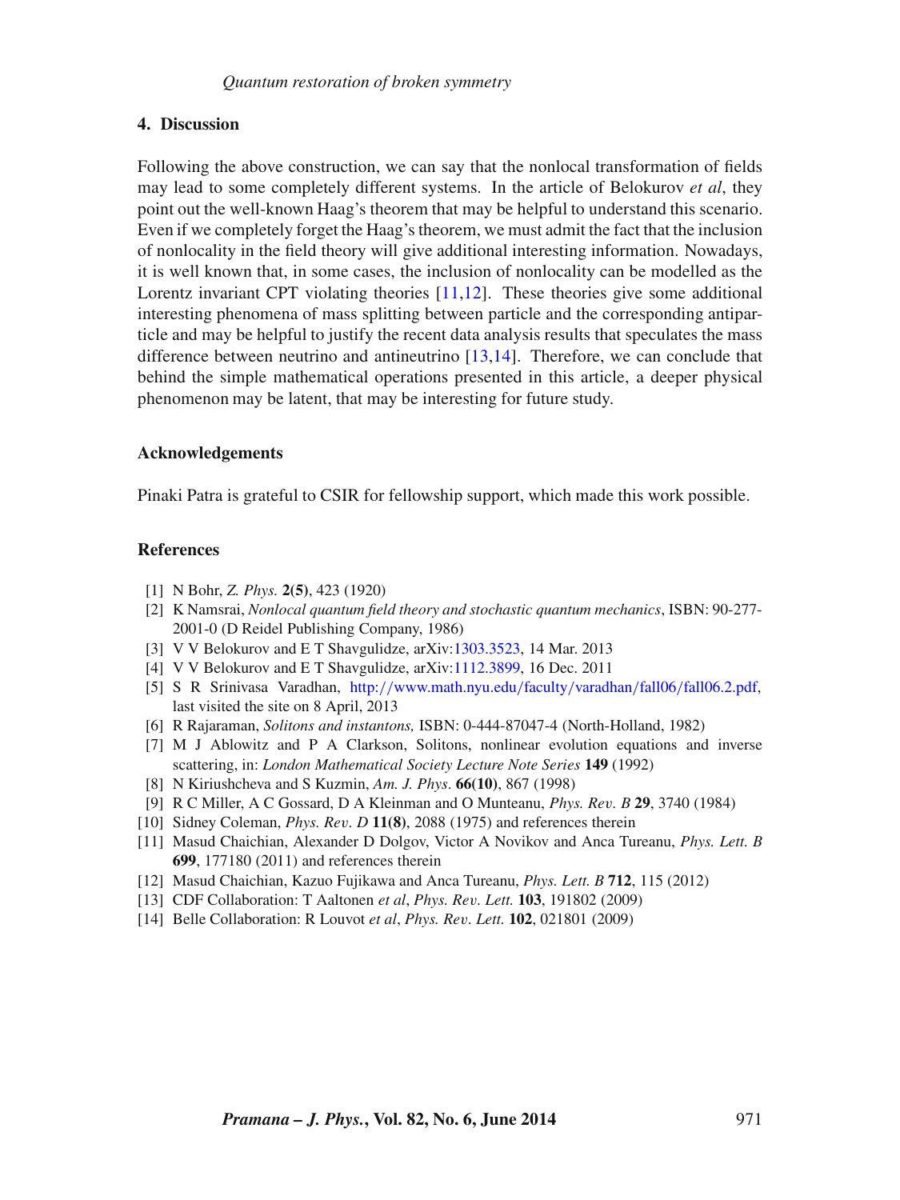## 4. Discussion

Following the above construction, we can say that the nonlocal transformation of fields may lead to some completely different systems. In the article of Belokurov *et al*, they point out the well-known Haag's theorem that may be helpful to understand this scenario. Even if we completely forget the Haag's theorem, we must admit the fact that the inclusion of nonlocality in the field theory will give additional interesting information. Nowadays, it is well known that, in some cases, the inclusion of nonlocality can be modelled as the Lorentz invariant CPT violating theories [11,12]. These theories give some additional interesting phenomena of mass splitting between particle and the corresponding antiparticle and may be helpful to justify the recent data analysis results that speculates the mass difference between neutrino and antineutrino [13,14]. Therefore, we can conclude that behind the simple mathematical operations presented in this article, a deeper physical phenomenon may be latent, that may be interesting for future study.

## Acknowledgements

Pinaki Patra is grateful to CSIR for fellowship support, which made this work possible.

## References

[1] N Bohr, *Z. Phys.* **2(5)**, 423 (1920)
[2] K Namsrai, *Nonlocal quantum field theory and stochastic quantum mechanics*, ISBN: 90-277-2001-0 (D Reidel Publishing Company, 1986)
[3] V V Belokurov and E T Shavgulidze, arXiv:1303.3523, 14 Mar. 2013
[4] V V Belokurov and E T Shavgulidze, arXiv:1112.3899, 16 Dec. 2011
[5] S R Srinivasa Varadhan, http://www.math.nyu.edu/faculty/varadhan/fall06/fall06.2.pdf, last visited the site on 8 April, 2013
[6] R Rajaraman, *Solitons and instantons,* ISBN: 0-444-87047-4 (North-Holland, 1982)
[7] M J Ablowitz and P A Clarkson, Solitons, nonlinear evolution equations and inverse scattering, in: *London Mathematical Society Lecture Note Series* **149** (1992)
[8] N Kiriushcheva and S Kuzmin, *Am. J. Phys*. **66(10)**, 867 (1998)
[9] R C Miller, A C Gossard, D A Kleinman and O Munteanu, *Phys. Rev. B* **29**, 3740 (1984)
[10] Sidney Coleman, *Phys. Rev. D* **11(8)**, 2088 (1975) and references therein
[11] Masud Chaichian, Alexander D Dolgov, Victor A Novikov and Anca Tureanu, *Phys. Lett. B* **699**, 177180 (2011) and references therein
[12] Masud Chaichian, Kazuo Fujikawa and Anca Tureanu, *Phys. Lett. B* **712**, 115 (2012)
[13] CDF Collaboration: T Aaltonen *et al*, *Phys. Rev. Lett.* **103**, 191802 (2009)
[14] Belle Collaboration: R Louvot *et al*, *Phys. Rev. Lett.* **102**, 021801 (2009)